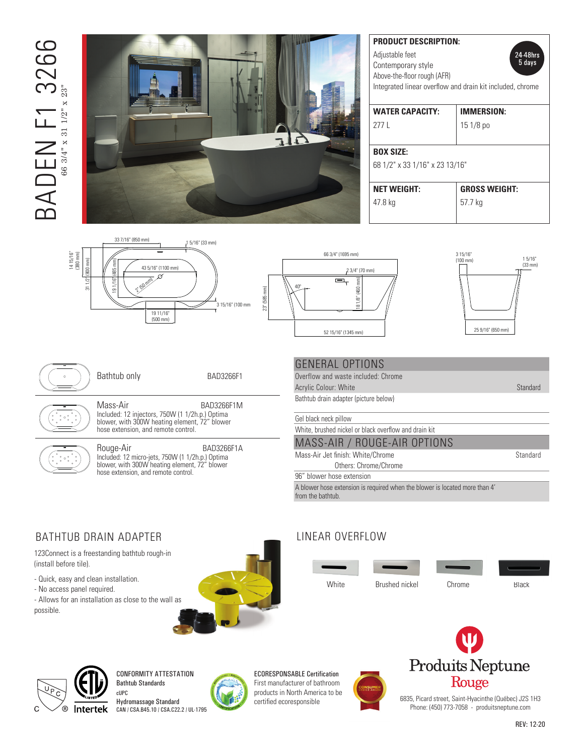# BADEN F1 3266

66 3/4" x 31 1/2" x 23"

## PRODUCT DESCRIPTION:

24-48hrs
5 days

Adjustable feet
Contemporary style
Above-the-floor rough (AFR)
Integrated linear overflow and drain kit included, chrome

| WATER CAPACITY: | IMMERSION: |
|---|---|
| 277 L | 15 1/8 po |

| BOX SIZE: | |
|---|---|
| 68 1/2" x 33 1/16" x 23 13/16" | |

| NET WEIGHT: | GROSS WEIGHT: |
|---|---|
| 47.8 kg | 57.7 kg |

33 7/16" (850 mm) · 1 5/16" (33 mm) · 14 15/16" (380 mm) · 31 1/2" (800 mm) · 19 1/16" (485 mm) · 43 5/16" (1100 mm) · 2" (50 mm) · 3 15/16" (100 mm) · 19 11/16" (500 mm)

66 3/4" (1695 mm) · 2 3/4" (70 mm) · 23" (585 mm) · 40° · 18 1/8" (460 mm) · 52 15/16" (1345 mm)

3 15/16" (100 mm) · 1 5/16" (33 mm) · 25 9/16" (650 mm)

| | | |
|---|---|---|
| **Bathtub only** | | BAD3266F1 |
| **Mass-Air** Included: 12 injectors, 750W (1 1/2h.p.) Optima blower, with 300W heating element, 72" blower hose extension, and remote control. | | BAD3266F1M |
| **Rouge-Air** Included: 12 micro-jets, 750W (1 1/2h.p.) Optima blower, with 300W heating element, 72" blower hose extension, and remote control. | | BAD3266F1A |

## GENERAL OPTIONS

| | |
|---|---|
| Overflow and waste included: Chrome | |
| Acrylic Colour: White | Standard |
| Bathtub drain adapter (picture below) | |
| Gel black neck pillow | |
| White, brushed nickel or black overflow and drain kit | |

## MASS-AIR / ROUGE-AIR OPTIONS

| | |
|---|---|
| Mass-Air Jet finish: White/Chrome | Standard |
| Others: Chrome/Chrome | |
| 96" blower hose extension | |
| A blower hose extension is required when the blower is located more than 4' from the bathtub. | |

## BATHTUB DRAIN ADAPTER

123Connect is a freestanding bathtub rough-in (install before tile).

- Quick, easy and clean installation.
- No access panel required.
- Allows for an installation as close to the wall as possible.

## LINEAR OVERFLOW

White · Brushed nickel · Chrome · Black

**CONFORMITY ATTESTATION**
Bathtub Standards
cUPC
Hydromassage Standard
CAN / CSA.B45.10 / CSA.C22.2 / UL-1795

**ECORESPONSABLE Certification**
First manufacturer of bathroom products in North America to be certified ecoresponsible

Produits Neptune Rouge
6835, Picard street, Saint-Hyacinthe (Québec) J2S 1H3
Phone: (450) 773-7058 - produitsneptune.com

REV: 12-20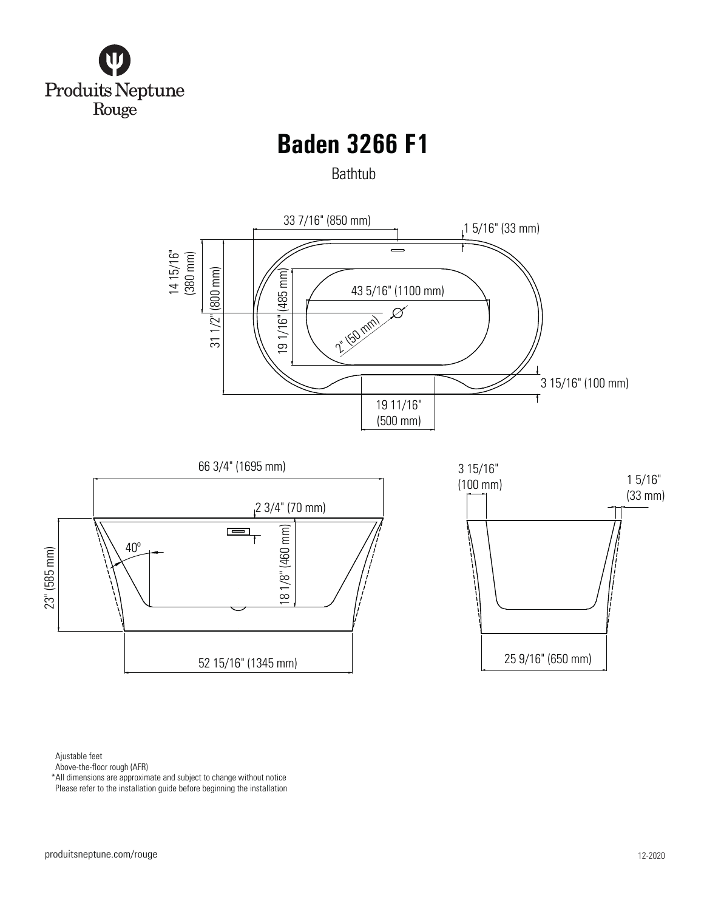Produits Neptune
Rouge

# Baden 3266 F1

Bathtub

33 7/16" (850 mm)

1 5/16" (33 mm)

14 15/16" (380 mm)

31 1/2" (800 mm)

19 1/16" (485 mm)

43 5/16" (1100 mm)

2" (50 mm)

3 15/16" (100 mm)

19 11/16" (500 mm)

66 3/4" (1695 mm)

2 3/4" (70 mm)

40°

23" (585 mm)

18 1/8" (460 mm)

52 15/16" (1345 mm)

3 15/16" (100 mm)

1 5/16" (33 mm)

25 9/16" (650 mm)

Ajustable feet
Above-the-floor rough (AFR)
*All dimensions are approximate and subject to change without notice
Please refer to the installation guide before beginning the installation

produitsneptune.com/rouge

12-2020